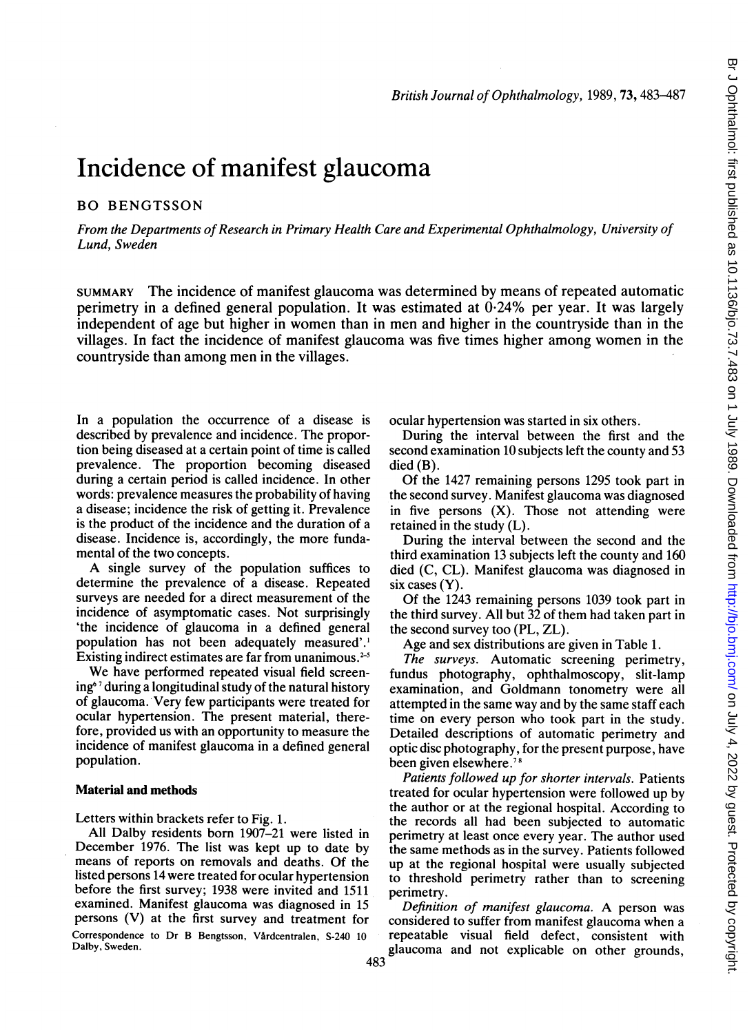# Incidence of manifest glaucoma

BO BENGTSSON

From the Departments of Research in Primary Health Care and Experimental Ophthalmology, University of Lund, Sweden

SUMMARY The incidence of manifest glaucoma was determined by means of repeated automatic perimetry in a defined general population. It was estimated at 0·24% per year. It was largely independent of age but higher in women than in men and higher in the countryside than in the villages. In fact the incidence of manifest glaucoma was five times higher among women in the countryside than among men in the villages.

In a population the occurrence of a disease is described by prevalence and incidence. The proportion being diseased at a certain point of time is called prevalence. The proportion becoming diseased during a certain period is called incidence. In other words: prevalence measures the probability of having a disease; incidence the risk of getting it. Prevalence is the product of the incidence and the duration of a disease. Incidence is, accordingly, the more fundamental of the two concepts.

A single survey of the population suffices to determine the prevalence of a disease. Repeated surveys are needed for a direct measurement of the incidence of asymptomatic cases. Not surprisingly 'the incidence of glaucoma in a defined general population has not been adequately measured'.[1] Existing indirect estimates are far from unanimous.[2-5]

We have performed repeated visual field screening[6,7] during a longitudinal study of the natural history of glaucoma. Very few participants were treated for ocular hypertension. The present material, therefore, provided us with an opportunity to measure the incidence of manifest glaucoma in a defined general population.

## Material and methods

Letters within brackets refer to Fig. 1.

All Dalby residents born 1907–21 were listed in December 1976. The list was kept up to date by means of reports on removals and deaths. Of the listed persons 14 were treated for ocular hypertension before the first survey; 1938 were invited and 1511 examined. Manifest glaucoma was diagnosed in 15 persons (V) at the first survey and treatment for ocular hypertension was started in six others.

During the interval between the first and the second examination 10 subjects left the county and 53 died (B).

Of the 1427 remaining persons 1295 took part in the second survey. Manifest glaucoma was diagnosed in five persons (X). Those not attending were retained in the study (L).

During the interval between the second and the third examination 13 subjects left the county and 160 died (C, CL). Manifest glaucoma was diagnosed in six cases (Y).

Of the 1243 remaining persons 1039 took part in the third survey. All but 32 of them had taken part in the second survey too (PL, ZL).

Age and sex distributions are given in Table 1.

*The surveys.* Automatic screening perimetry, fundus photography, ophthalmoscopy, slit-lamp examination, and Goldmann tonometry were all attempted in the same way and by the same staff each time on every person who took part in the study. Detailed descriptions of automatic perimetry and optic disc photography, for the present purpose, have been given elsewhere.[7,8]

*Patients followed up for shorter intervals.* Patients treated for ocular hypertension were followed up by the author or at the regional hospital. According to the records all had been subjected to automatic perimetry at least once every year. The author used the same methods as in the survey. Patients followed up at the regional hospital were usually subjected to threshold perimetry rather than to screening perimetry.

*Definition of manifest glaucoma.* A person was considered to suffer from manifest glaucoma when a repeatable visual field defect, consistent with glaucoma and not explicable on other grounds,

Correspondence to Dr B Bengtsson, Vårdcentralen, S-240 10 Dalby, Sweden.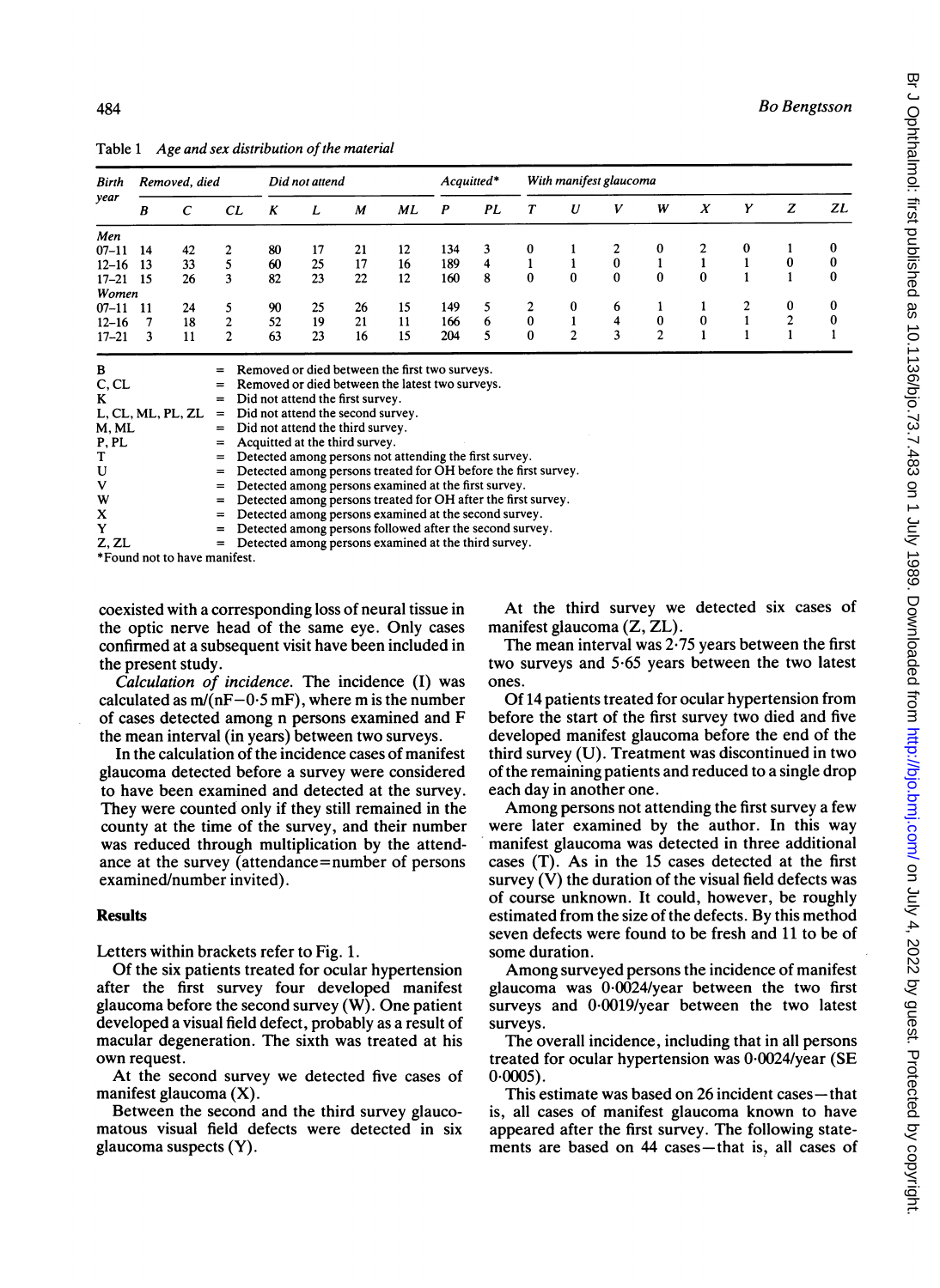Table 1 *Age and sex distribution of the material*

| Birth year | Removed, died | | | Did not attend | | | | Acquitted* | | With manifest glaucoma | | | | | | | |
|---|---|---|---|---|---|---|---|---|---|---|---|---|---|---|---|---|---|
| | B | C | CL | K | L | M | ML | P | PL | T | U | V | W | X | Y | Z | ZL |
| *Men* | | | | | | | | | | | | | | | | | |
| 07–11 | 14 | 42 | 2 | 80 | 17 | 21 | 12 | 134 | 3 | 0 | 1 | 2 | 0 | 2 | 0 | 1 | 0 |
| 12–16 | 13 | 33 | 5 | 60 | 25 | 17 | 16 | 189 | 4 | 1 | 1 | 0 | 1 | 1 | 1 | 0 | 0 |
| 17–21 | 15 | 26 | 3 | 82 | 23 | 22 | 12 | 160 | 8 | 0 | 0 | 0 | 0 | 0 | 1 | 1 | 0 |
| *Women* | | | | | | | | | | | | | | | | | |
| 07–11 | 11 | 24 | 5 | 90 | 25 | 26 | 15 | 149 | 5 | 2 | 0 | 6 | 1 | 1 | 2 | 0 | 0 |
| 12–16 | 7 | 18 | 2 | 52 | 19 | 21 | 11 | 166 | 6 | 0 | 1 | 4 | 0 | 0 | 1 | 2 | 0 |
| 17–21 | 3 | 11 | 2 | 63 | 23 | 16 | 15 | 204 | 5 | 0 | 2 | 3 | 2 | 1 | 1 | 1 | 1 |

B = Removed or died between the first two surveys.
C, CL = Removed or died between the latest two surveys.
K = Did not attend the first survey.
L, CL, ML, PL, ZL = Did not attend the second survey.
M, ML = Did not attend the third survey.
P, PL = Acquitted at the third survey.
T = Detected among persons not attending the first survey.
U = Detected among persons treated for OH before the first survey.
V = Detected among persons examined at the first survey.
W = Detected among persons treated for OH after the first survey.
X = Detected among persons examined at the second survey.
Y = Detected among persons followed after the second survey.
Z, ZL = Detected among persons examined at the third survey.
*Found not to have manifest.

coexisted with a corresponding loss of neural tissue in the optic nerve head of the same eye. Only cases confirmed at a subsequent visit have been included in the present study.

*Calculation of incidence.* The incidence (I) was calculated as $m/(nF-0{\cdot}5\ mF)$, where m is the number of cases detected among n persons examined and F the mean interval (in years) between two surveys.

In the calculation of the incidence cases of manifest glaucoma detected before a survey were considered to have been examined and detected at the survey. They were counted only if they still remained in the county at the time of the survey, and their number was reduced through multiplication by the attendance at the survey (attendance=number of persons examined/number invited).

## Results

Letters within brackets refer to Fig. 1.

Of the six patients treated for ocular hypertension after the first survey four developed manifest glaucoma before the second survey (W). One patient developed a visual field defect, probably as a result of macular degeneration. The sixth was treated at his own request.

At the second survey we detected five cases of manifest glaucoma (X).

Between the second and the third survey glaucomatous visual field defects were detected in six glaucoma suspects (Y).

At the third survey we detected six cases of manifest glaucoma (Z, ZL).

The mean interval was 2·75 years between the first two surveys and 5·65 years between the two latest ones.

Of 14 patients treated for ocular hypertension from before the start of the first survey two died and five developed manifest glaucoma before the end of the third survey (U). Treatment was discontinued in two of the remaining patients and reduced to a single drop each day in another one.

Among persons not attending the first survey a few were later examined by the author. In this way manifest glaucoma was detected in three additional cases (T). As in the 15 cases detected at the first survey (V) the duration of the visual field defects was of course unknown. It could, however, be roughly estimated from the size of the defects. By this method seven defects were found to be fresh and 11 to be of some duration.

Among surveyed persons the incidence of manifest glaucoma was 0·0024/year between the two first surveys and 0·0019/year between the two latest surveys.

The overall incidence, including that in all persons treated for ocular hypertension was 0·0024/year (SE 0·0005).

This estimate was based on 26 incident cases—that is, all cases of manifest glaucoma known to have appeared after the first survey. The following statements are based on 44 cases—that is, all cases of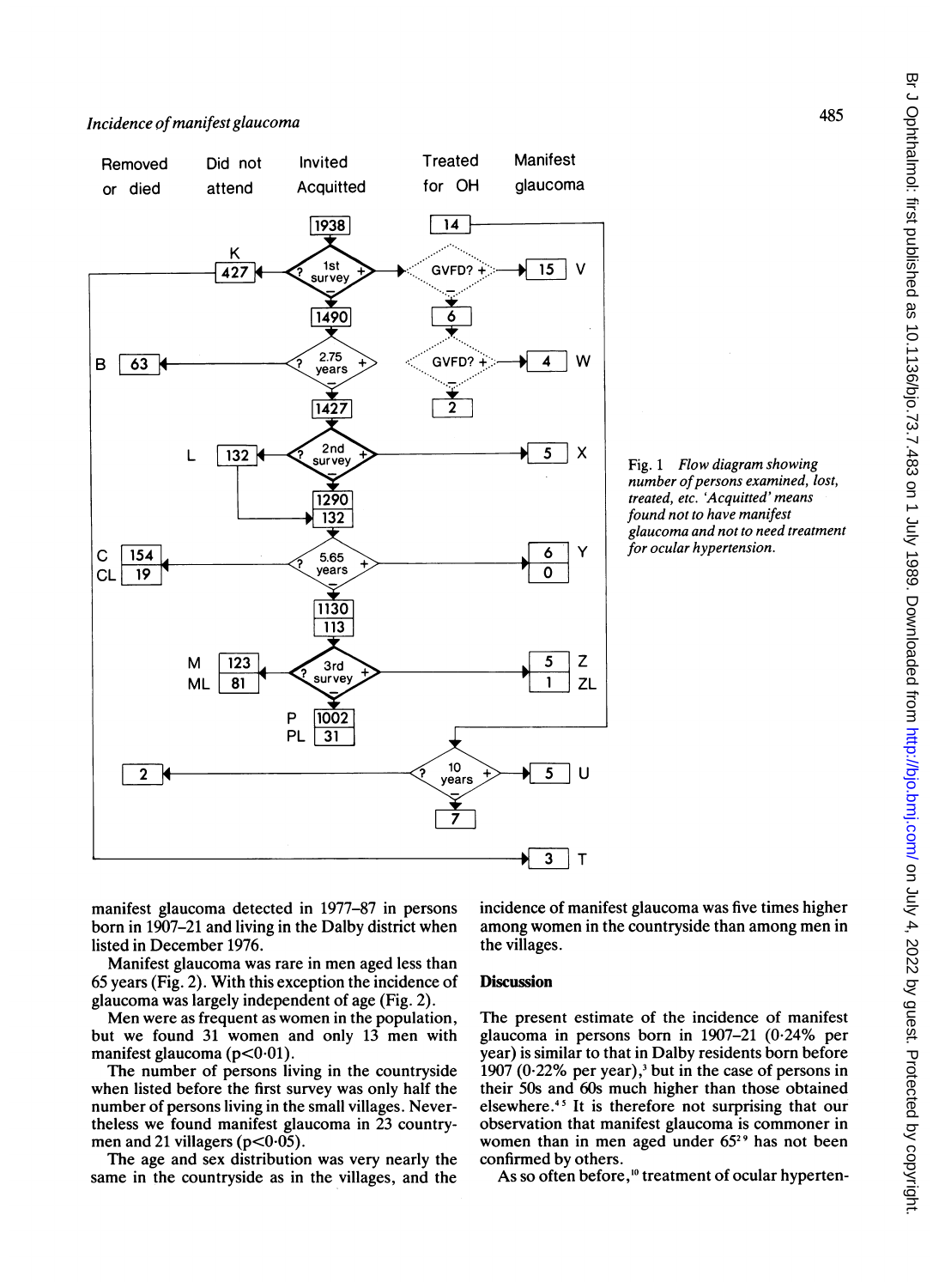Fig. 1 *Flow diagram showing number of persons examined, lost, treated, etc. 'Acquitted' means found not to have manifest glaucoma and not to need treatment for ocular hypertension.*

manifest glaucoma detected in 1977–87 in persons born in 1907–21 and living in the Dalby district when listed in December 1976.

Manifest glaucoma was rare in men aged less than 65 years (Fig. 2). With this exception the incidence of glaucoma was largely independent of age (Fig. 2).

Men were as frequent as women in the population, but we found 31 women and only 13 men with manifest glaucoma ($p<0.01$).

The number of persons living in the countryside when listed before the first survey was only half the number of persons living in the small villages. Nevertheless we found manifest glaucoma in 23 countrymen and 21 villagers ($p<0.05$).

The age and sex distribution was very nearly the same in the countryside as in the villages, and the incidence of manifest glaucoma was five times higher among women in the countryside than among men in the villages.

## Discussion

The present estimate of the incidence of manifest glaucoma in persons born in 1907–21 (0·24% per year) is similar to that in Dalby residents born before 1907 (0·22% per year),[3] but in the case of persons in their 50s and 60s much higher than those obtained elsewhere.[4,5] It is therefore not surprising that our observation that manifest glaucoma is commoner in women than in men aged under 65[2,9] has not been confirmed by others.

As so often before,[10] treatment of ocular hyperten-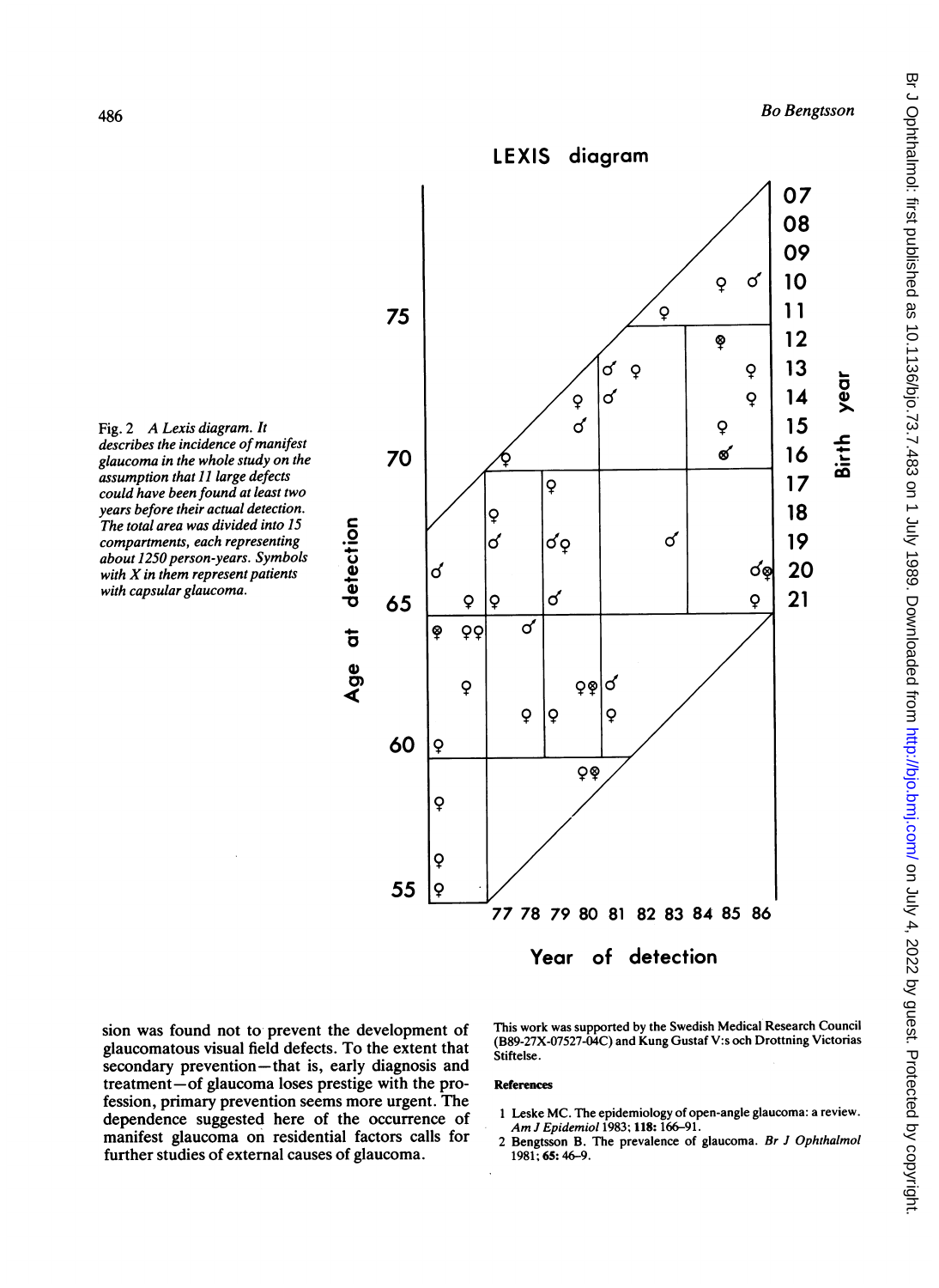Fig. 2 *A Lexis diagram. It describes the incidence of manifest glaucoma in the whole study on the assumption that 11 large defects could have been found at least two years before their actual detection. The total area was divided into 15 compartments, each representing about 1250 person-years. Symbols with X in them represent patients with capsular glaucoma.*

sion was found not to prevent the development of glaucomatous visual field defects. To the extent that secondary prevention—that is, early diagnosis and treatment—of glaucoma loses prestige with the profession, primary prevention seems more urgent. The dependence suggested here of the occurrence of manifest glaucoma on residential factors calls for further studies of external causes of glaucoma.

This work was supported by the Swedish Medical Research Council (B89-27X-07527-04C) and Kung Gustaf V:s och Drottning Victorias Stiftelse.

## References

1. Leske MC. The epidemiology of open-angle glaucoma: a review. *Am J Epidemiol* 1983; **118:** 166–91.
2. Bengtsson B. The prevalence of glaucoma. *Br J Ophthalmol* 1981; **65:** 46–9.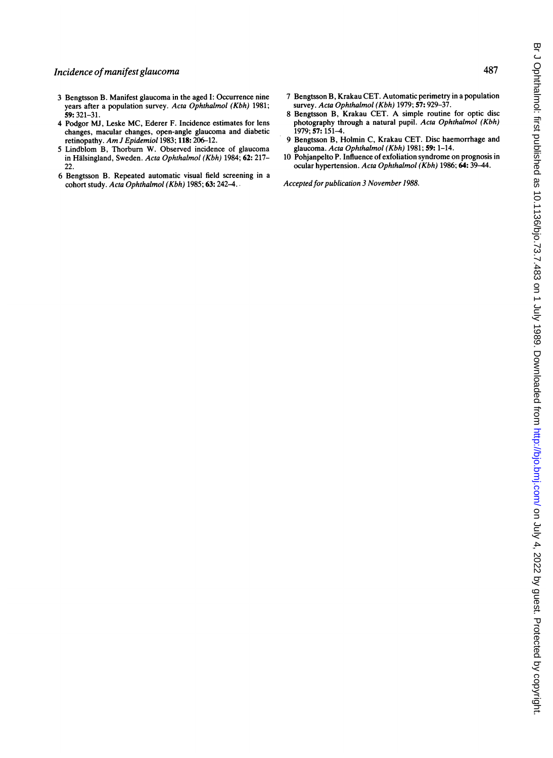3 Bengtsson B. Manifest glaucoma in the aged I: Occurrence nine years after a population survey. *Acta Ophthalmol (Kbh)* 1981; **59:** 321–31.

4 Podgor MJ, Leske MC, Ederer F. Incidence estimates for lens changes, macular changes, open-angle glaucoma and diabetic retinopathy. *Am J Epidemiol* 1983; **118:** 206–12.

5 Lindblom B, Thorburn W. Observed incidence of glaucoma in Hälsingland, Sweden. *Acta Ophthalmol (Kbh)* 1984; **62:** 217–22.

6 Bengtsson B. Repeated automatic visual field screening in a cohort study. *Acta Ophthalmol (Kbh)* 1985; **63:** 242–4.

7 Bengtsson B, Krakau CET. Automatic perimetry in a population survey. *Acta Ophthalmol (Kbh)* 1979; **57:** 929–37.

8 Bengtsson B, Krakau CET. A simple routine for optic disc photography through a natural pupil. *Acta Ophthalmol (Kbh)* 1979; **57:** 151–4.

9 Bengtsson B, Holmin C, Krakau CET. Disc haemorrhage and glaucoma. *Acta Ophthalmol (Kbh)* 1981; **59:** 1–14.

10 Pohjanpelto P. Influence of exfoliation syndrome on prognosis in ocular hypertension. *Acta Ophthalmol (Kbh)* 1986; **64:** 39–44.

*Accepted for publication 3 November 1988.*